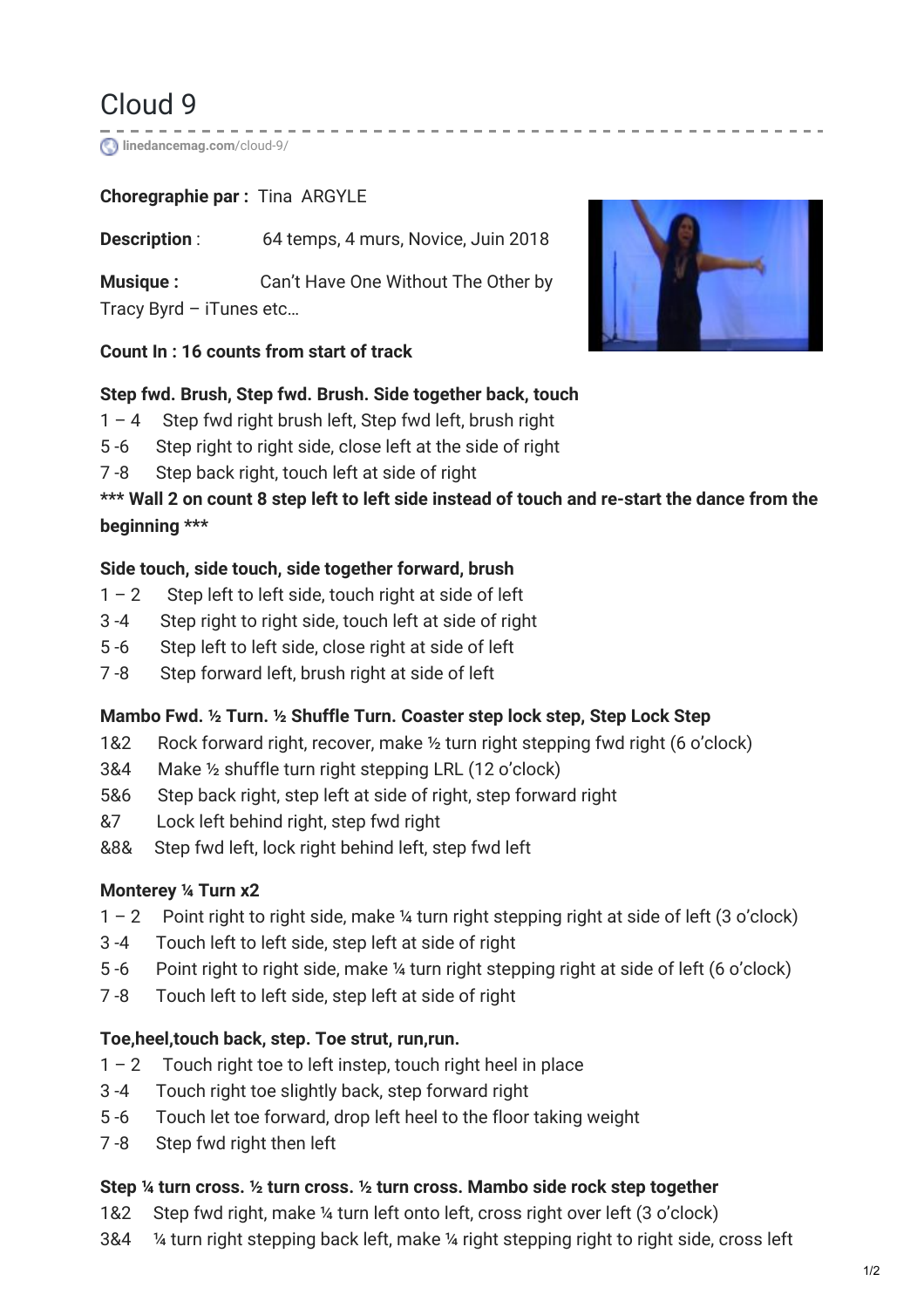# Cloud 9

linedancemag.com/cloud-9/

**Choregraphie par :** Tina ARGYLE

**Description** : 64 temps, 4 murs, Novice, Juin 2018

**Musique :** Can't Have One Without The Other by Tracy Byrd – iTunes etc…

**Count In : 16 counts from start of track**

**Step fwd. Brush, Step fwd. Brush. Side together back, touch**

1 – 4 Step fwd right brush left, Step fwd left, brush right
5 -6 Step right to right side, close left at the side of right
7 -8 Step back right, touch left at side of right

**\*\*\* Wall 2 on count 8 step left to left side instead of touch and re-start the dance from the beginning \*\*\***

**Side touch, side touch, side together forward, brush**

1 – 2 Step left to left side, touch right at side of left
3 -4 Step right to right side, touch left at side of right
5 -6 Step left to left side, close right at side of left
7 -8 Step forward left, brush right at side of left

**Mambo Fwd. ½ Turn. ½ Shuffle Turn. Coaster step lock step, Step Lock Step**

1&2 Rock forward right, recover, make ½ turn right stepping fwd right (6 o'clock)
3&4 Make ½ shuffle turn right stepping LRL (12 o'clock)
5&6 Step back right, step left at side of right, step forward right
&7 Lock left behind right, step fwd right
&8& Step fwd left, lock right behind left, step fwd left

**Monterey ¼ Turn x2**

1 – 2 Point right to right side, make ¼ turn right stepping right at side of left (3 o'clock)
3 -4 Touch left to left side, step left at side of right
5 -6 Point right to right side, make ¼ turn right stepping right at side of left (6 o'clock)
7 -8 Touch left to left side, step left at side of right

**Toe,heel,touch back, step. Toe strut, run,run.**

1 – 2 Touch right toe to left instep, touch right heel in place
3 -4 Touch right toe slightly back, step forward right
5 -6 Touch let toe forward, drop left heel to the floor taking weight
7 -8 Step fwd right then left

**Step ¼ turn cross. ½ turn cross. ½ turn cross. Mambo side rock step together**

1&2 Step fwd right, make ¼ turn left onto left, cross right over left (3 o'clock)
3&4 ¼ turn right stepping back left, make ¼ right stepping right to right side, cross left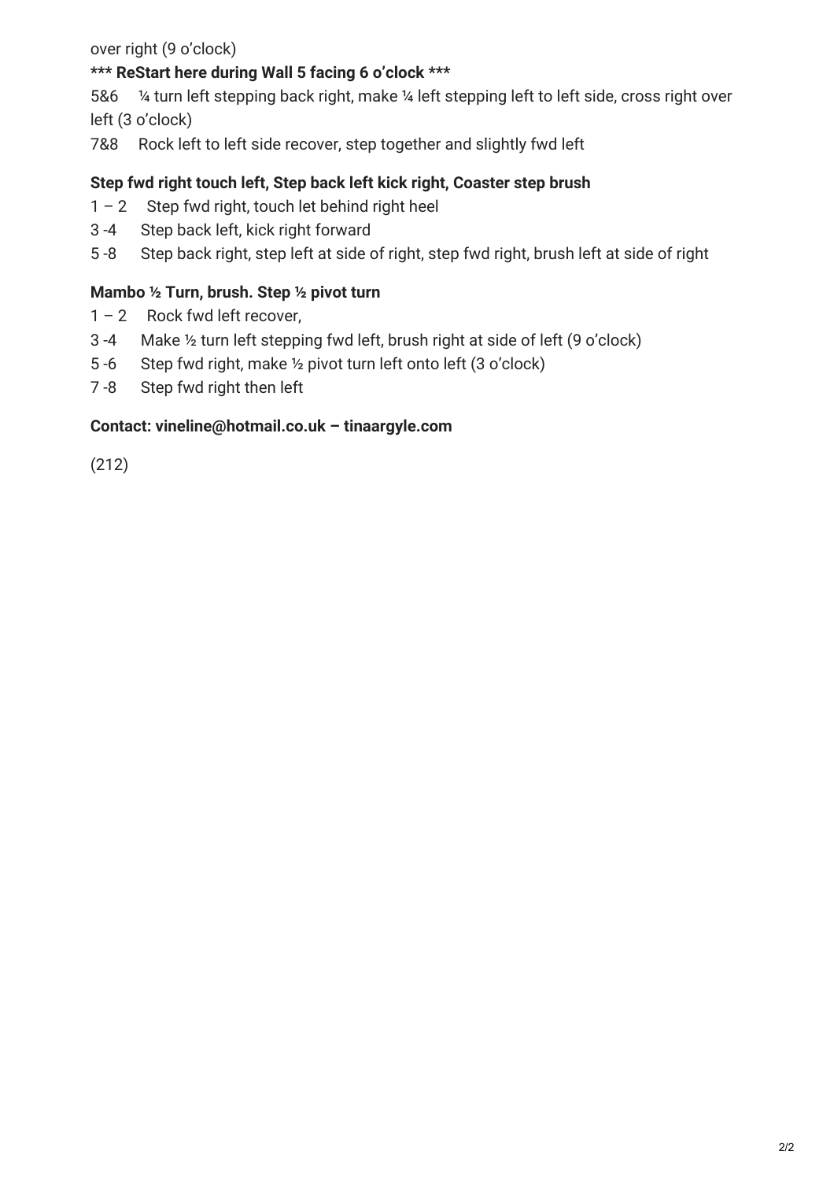over right (9 o'clock)

**\*\*\* ReStart here during Wall 5 facing 6 o'clock \*\*\***

5&6 ¼ turn left stepping back right, make ¼ left stepping left to left side, cross right over left (3 o'clock)

7&8 Rock left to left side recover, step together and slightly fwd left

**Step fwd right touch left, Step back left kick right, Coaster step brush**

1 – 2 Step fwd right, touch let behind right heel

3 -4 Step back left, kick right forward

5 -8 Step back right, step left at side of right, step fwd right, brush left at side of right

**Mambo ½ Turn, brush. Step ½ pivot turn**

1 – 2 Rock fwd left recover,

3 -4 Make ½ turn left stepping fwd left, brush right at side of left (9 o'clock)

5 -6 Step fwd right, make ½ pivot turn left onto left (3 o'clock)

7 -8 Step fwd right then left

**Contact: vineline@hotmail.co.uk – tinaargyle.com**

(212)